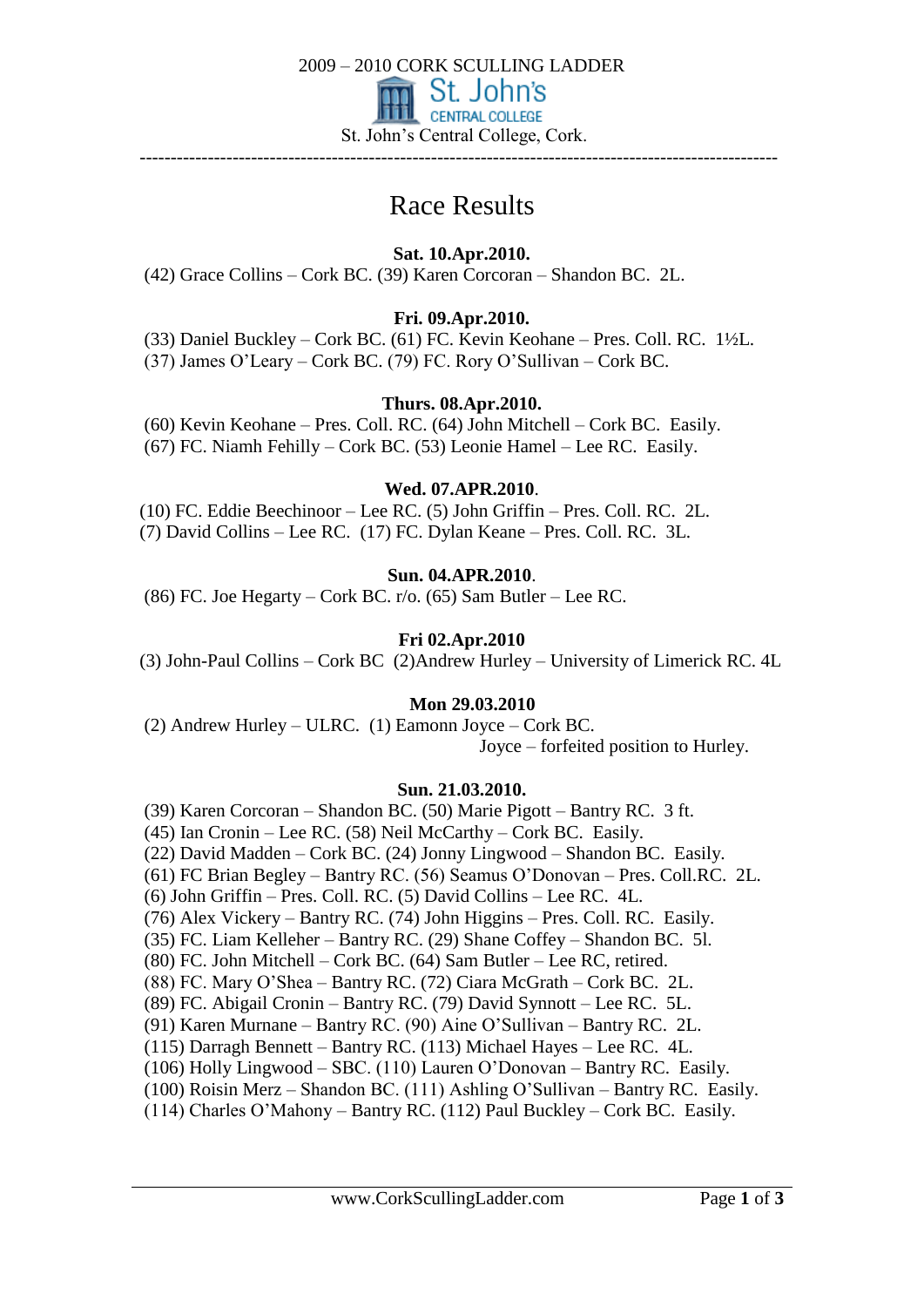2009 – 2010 CORK SCULLING LADDER

St. John's CENTRAL COLLEGE

St. John's Central College, Cork.

---

# Race Results

**Sat. 10.Apr.2010.**

(42) Grace Collins – Cork BC. (39) Karen Corcoran – Shandon BC. 2L.

**Fri. 09.Apr.2010.**

(33) Daniel Buckley – Cork BC. (61) FC. Kevin Keohane – Pres. Coll. RC. 1½L.
(37) James O'Leary – Cork BC. (79) FC. Rory O'Sullivan – Cork BC.

**Thurs. 08.Apr.2010.**

(60) Kevin Keohane – Pres. Coll. RC. (64) John Mitchell – Cork BC. Easily.
(67) FC. Niamh Fehilly – Cork BC. (53) Leonie Hamel – Lee RC. Easily.

**Wed. 07.APR.2010**.

(10) FC. Eddie Beechinoor – Lee RC. (5) John Griffin – Pres. Coll. RC. 2L.
(7) David Collins – Lee RC. (17) FC. Dylan Keane – Pres. Coll. RC. 3L.

**Sun. 04.APR.2010**.

(86) FC. Joe Hegarty – Cork BC. r/o. (65) Sam Butler – Lee RC.

**Fri 02.Apr.2010**

(3) John-Paul Collins – Cork BC (2)Andrew Hurley – University of Limerick RC. 4L

**Mon 29.03.2010**

(2) Andrew Hurley – ULRC. (1) Eamonn Joyce – Cork BC.
Joyce – forfeited position to Hurley.

**Sun. 21.03.2010.**

(39) Karen Corcoran – Shandon BC. (50) Marie Pigott – Bantry RC. 3 ft.
(45) Ian Cronin – Lee RC. (58) Neil McCarthy – Cork BC. Easily.
(22) David Madden – Cork BC. (24) Jonny Lingwood – Shandon BC. Easily.
(61) FC Brian Begley – Bantry RC. (56) Seamus O'Donovan – Pres. Coll.RC. 2L.
(6) John Griffin – Pres. Coll. RC. (5) David Collins – Lee RC. 4L.
(76) Alex Vickery – Bantry RC. (74) John Higgins – Pres. Coll. RC. Easily.
(35) FC. Liam Kelleher – Bantry RC. (29) Shane Coffey – Shandon BC. 5l.
(80) FC. John Mitchell – Cork BC. (64) Sam Butler – Lee RC, retired.
(88) FC. Mary O'Shea – Bantry RC. (72) Ciara McGrath – Cork BC. 2L.
(89) FC. Abigail Cronin – Bantry RC. (79) David Synnott – Lee RC. 5L.
(91) Karen Murnane – Bantry RC. (90) Aine O'Sullivan – Bantry RC. 2L.
(115) Darragh Bennett – Bantry RC. (113) Michael Hayes – Lee RC. 4L.
(106) Holly Lingwood – SBC. (110) Lauren O'Donovan – Bantry RC. Easily.
(100) Roisin Merz – Shandon BC. (111) Ashling O'Sullivan – Bantry RC. Easily.
(114) Charles O'Mahony – Bantry RC. (112) Paul Buckley – Cork BC. Easily.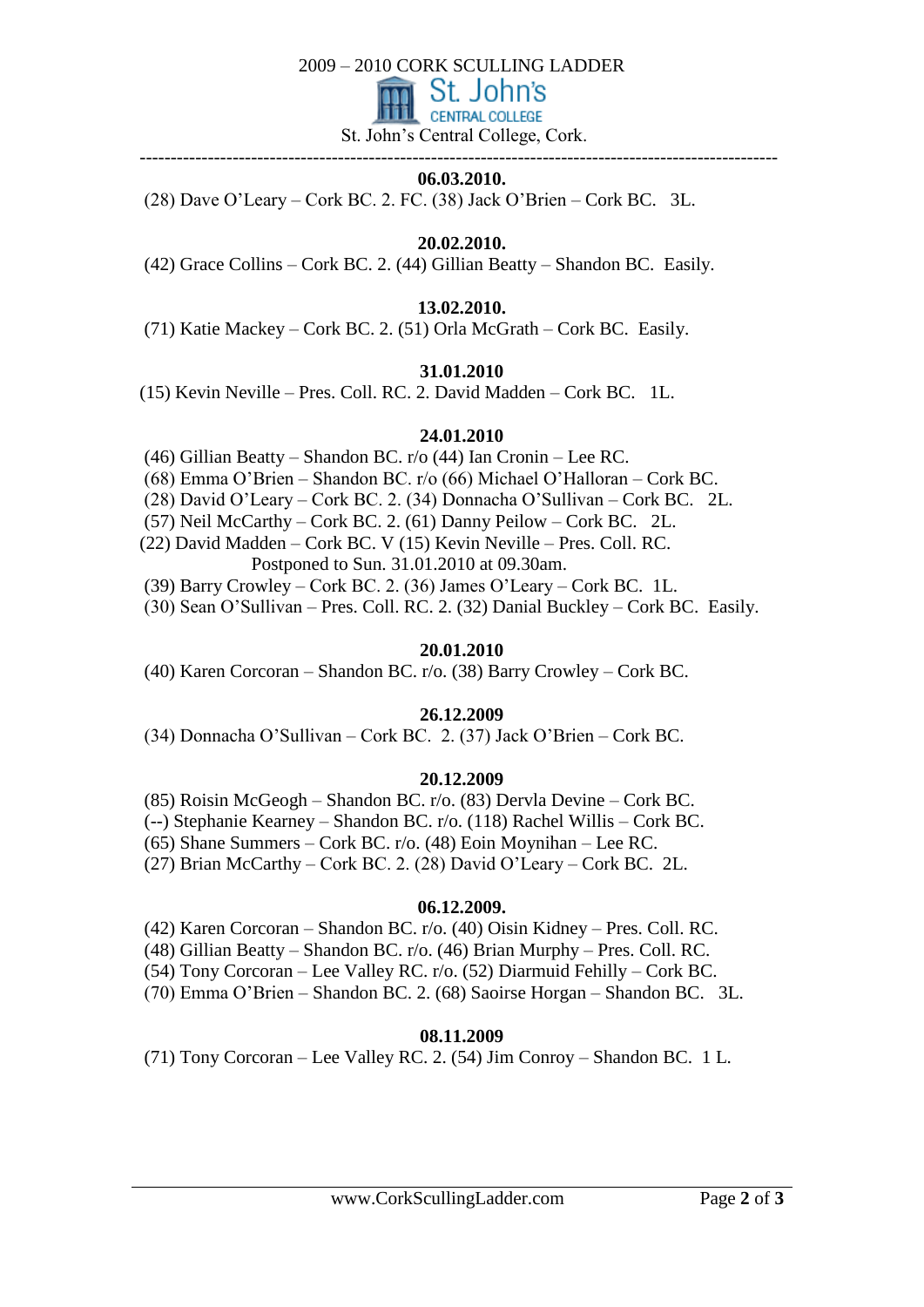2009 – 2010 CORK SCULLING LADDER

St. John's CENTRAL COLLEGE

St. John's Central College, Cork.

---

**06.03.2010.**

(28) Dave O'Leary – Cork BC. 2. FC. (38) Jack O'Brien – Cork BC. 3L.

**20.02.2010.**

(42) Grace Collins – Cork BC. 2. (44) Gillian Beatty – Shandon BC. Easily.

**13.02.2010.**

(71) Katie Mackey – Cork BC. 2. (51) Orla McGrath – Cork BC. Easily.

**31.01.2010**

(15) Kevin Neville – Pres. Coll. RC. 2. David Madden – Cork BC. 1L.

**24.01.2010**

(46) Gillian Beatty – Shandon BC. r/o (44) Ian Cronin – Lee RC.
(68) Emma O'Brien – Shandon BC. r/o (66) Michael O'Halloran – Cork BC.
(28) David O'Leary – Cork BC. 2. (34) Donnacha O'Sullivan – Cork BC. 2L.
(57) Neil McCarthy – Cork BC. 2. (61) Danny Peilow – Cork BC. 2L.
(22) David Madden – Cork BC. V (15) Kevin Neville – Pres. Coll. RC.
Postponed to Sun. 31.01.2010 at 09.30am.
(39) Barry Crowley – Cork BC. 2. (36) James O'Leary – Cork BC. 1L.
(30) Sean O'Sullivan – Pres. Coll. RC. 2. (32) Danial Buckley – Cork BC. Easily.

**20.01.2010**

(40) Karen Corcoran – Shandon BC. r/o. (38) Barry Crowley – Cork BC.

**26.12.2009**

(34) Donnacha O'Sullivan – Cork BC. 2. (37) Jack O'Brien – Cork BC.

**20.12.2009**

(85) Roisin McGeogh – Shandon BC. r/o. (83) Dervla Devine – Cork BC.
(--) Stephanie Kearney – Shandon BC. r/o. (118) Rachel Willis – Cork BC.
(65) Shane Summers – Cork BC. r/o. (48) Eoin Moynihan – Lee RC.
(27) Brian McCarthy – Cork BC. 2. (28) David O'Leary – Cork BC. 2L.

**06.12.2009.**

(42) Karen Corcoran – Shandon BC. r/o. (40) Oisin Kidney – Pres. Coll. RC.
(48) Gillian Beatty – Shandon BC. r/o. (46) Brian Murphy – Pres. Coll. RC.
(54) Tony Corcoran – Lee Valley RC. r/o. (52) Diarmuid Fehilly – Cork BC.
(70) Emma O'Brien – Shandon BC. 2. (68) Saoirse Horgan – Shandon BC. 3L.

**08.11.2009**

(71) Tony Corcoran – Lee Valley RC. 2. (54) Jim Conroy – Shandon BC. 1 L.

www.CorkScullingLadder.com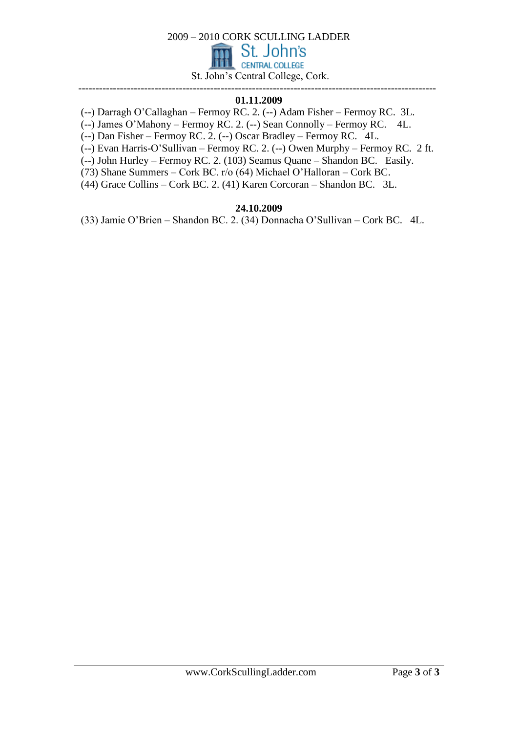2009 – 2010 CORK SCULLING LADDER

St. John's CENTRAL COLLEGE

St. John's Central College, Cork.

---

**01.11.2009**

(--) Darragh O'Callaghan – Fermoy RC. 2. (--) Adam Fisher – Fermoy RC. 3L.
(--) James O'Mahony – Fermoy RC. 2. (--) Sean Connolly – Fermoy RC. 4L.
(--) Dan Fisher – Fermoy RC. 2. (--) Oscar Bradley – Fermoy RC. 4L.
(--) Evan Harris-O'Sullivan – Fermoy RC. 2. (--) Owen Murphy – Fermoy RC. 2 ft.
(--) John Hurley – Fermoy RC. 2. (103) Seamus Quane – Shandon BC. Easily.
(73) Shane Summers – Cork BC. r/o (64) Michael O'Halloran – Cork BC.
(44) Grace Collins – Cork BC. 2. (41) Karen Corcoran – Shandon BC. 3L.

**24.10.2009**

(33) Jamie O'Brien – Shandon BC. 2. (34) Donnacha O'Sullivan – Cork BC. 4L.

www.CorkScullingLadder.com